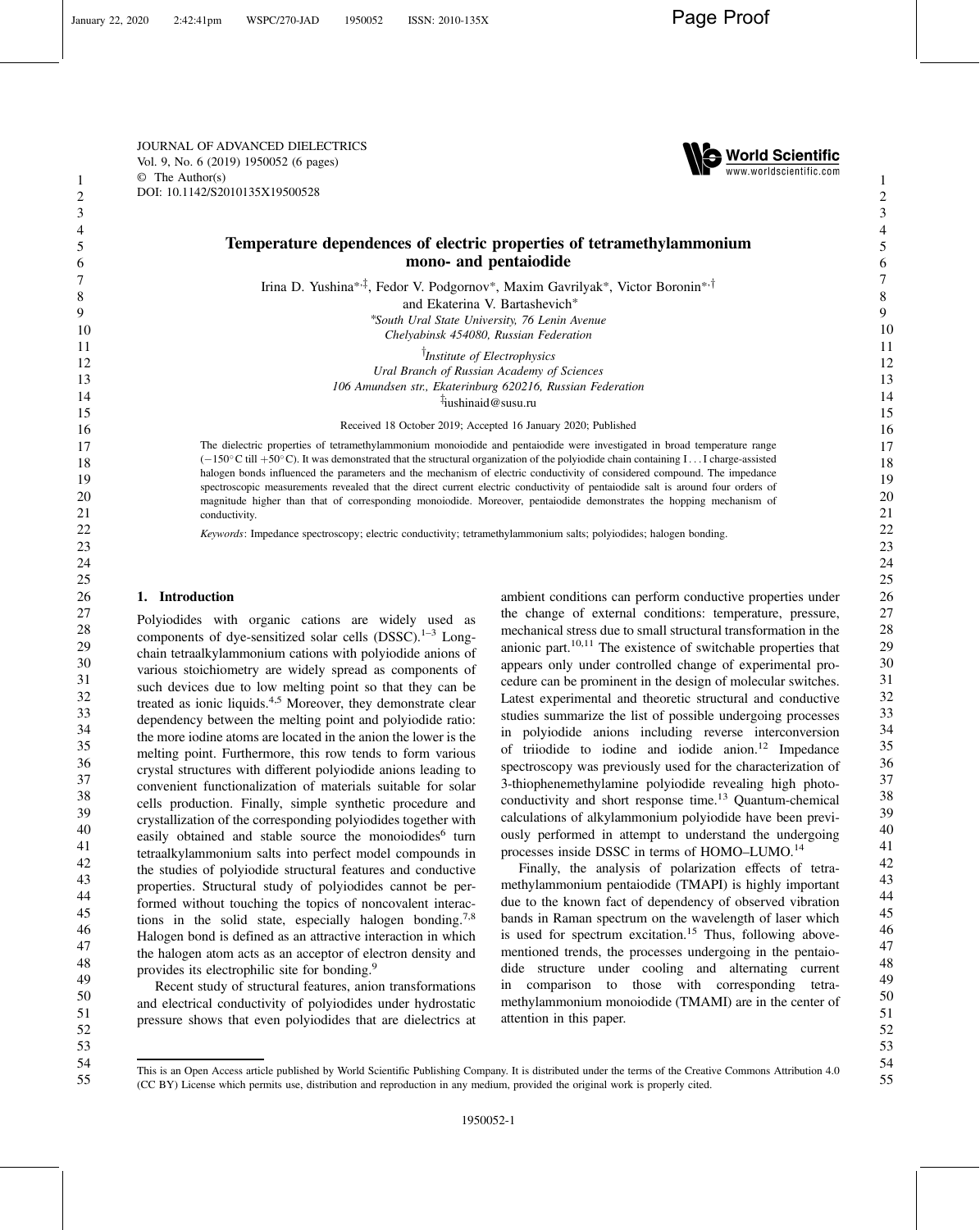JOURNAL OF ADVANCED DIELECTRICS
Vol. 9, No. 6 (2019) 1950052 (6 pages)
© The Author(s)
DOI: 10.1142/S2010135X19500528

# Temperature dependences of electric properties of tetramethylammonium mono- and pentaiodide

Irina D. Yushina[*,‡], Fedor V. Podgornov[*], Maxim Gavrilyak[*], Victor Boronin[*,†] and Ekaterina V. Bartashevich[*]

[*]*South Ural State University, 76 Lenin Avenue Chelyabinsk 454080, Russian Federation*

[†]*Institute of Electrophysics Ural Branch of Russian Academy of Sciences 106 Amundsen str., Ekaterinburg 620216, Russian Federation*

[‡]iushinaid@susu.ru

Received 18 October 2019; Accepted 16 January 2020; Published

The dielectric properties of tetramethylammonium monoiodide and pentaiodide were investigated in broad temperature range (−150°C till +50°C). It was demonstrated that the structural organization of the polyiodide chain containing I...I charge-assisted halogen bonds influenced the parameters and the mechanism of electric conductivity of considered compound. The impedance spectroscopic measurements revealed that the direct current electric conductivity of pentaiodide salt is around four orders of magnitude higher than that of corresponding monoiodide. Moreover, pentaiodide demonstrates the hopping mechanism of conductivity.

*Keywords*: Impedance spectroscopy; electric conductivity; tetramethylammonium salts; polyiodides; halogen bonding.

## 1. Introduction

Polyiodides with organic cations are widely used as components of dye-sensitized solar cells (DSSC).[1–3] Long-chain tetraalkylammonium cations with polyiodide anions of various stoichiometry are widely spread as components of such devices due to low melting point so that they can be treated as ionic liquids.[4,5] Moreover, they demonstrate clear dependency between the melting point and polyiodide ratio: the more iodine atoms are located in the anion the lower is the melting point. Furthermore, this row tends to form various crystal structures with different polyiodide anions leading to convenient functionalization of materials suitable for solar cells production. Finally, simple synthetic procedure and crystallization of the corresponding polyiodides together with easily obtained and stable source the monoiodides[6] turn tetraalkylammonium salts into perfect model compounds in the studies of polyiodide structural features and conductive properties. Structural study of polyiodides cannot be performed without touching the topics of noncovalent interactions in the solid state, especially halogen bonding.[7,8] Halogen bond is defined as an attractive interaction in which the halogen atom acts as an acceptor of electron density and provides its electrophilic site for bonding.[9]

Recent study of structural features, anion transformations and electrical conductivity of polyiodides under hydrostatic pressure shows that even polyiodides that are dielectrics at ambient conditions can perform conductive properties under the change of external conditions: temperature, pressure, mechanical stress due to small structural transformation in the anionic part.[10,11] The existence of switchable properties that appears only under controlled change of experimental procedure can be prominent in the design of molecular switches. Latest experimental and theoretic structural and conductive studies summarize the list of possible undergoing processes in polyiodide anions including reverse interconversion of triiodide to iodine and iodide anion.[12] Impedance spectroscopy was previously used for the characterization of 3-thiophenemethylamine polyiodide revealing high photoconductivity and short response time.[13] Quantum-chemical calculations of alkylammonium polyiodide have been previously performed in attempt to understand the undergoing processes inside DSSC in terms of HOMO–LUMO.[14]

Finally, the analysis of polarization effects of tetramethylammonium pentaiodide (TMAPI) is highly important due to the known fact of dependency of observed vibration bands in Raman spectrum on the wavelength of laser which is used for spectrum excitation.[15] Thus, following above-mentioned trends, the processes undergoing in the pentaiodide structure under cooling and alternating current in comparison to those with corresponding tetramethylammonium monoiodide (TMAMI) are in the center of attention in this paper.

This is an Open Access article published by World Scientific Publishing Company. It is distributed under the terms of the Creative Commons Attribution 4.0 (CC BY) License which permits use, distribution and reproduction in any medium, provided the original work is properly cited.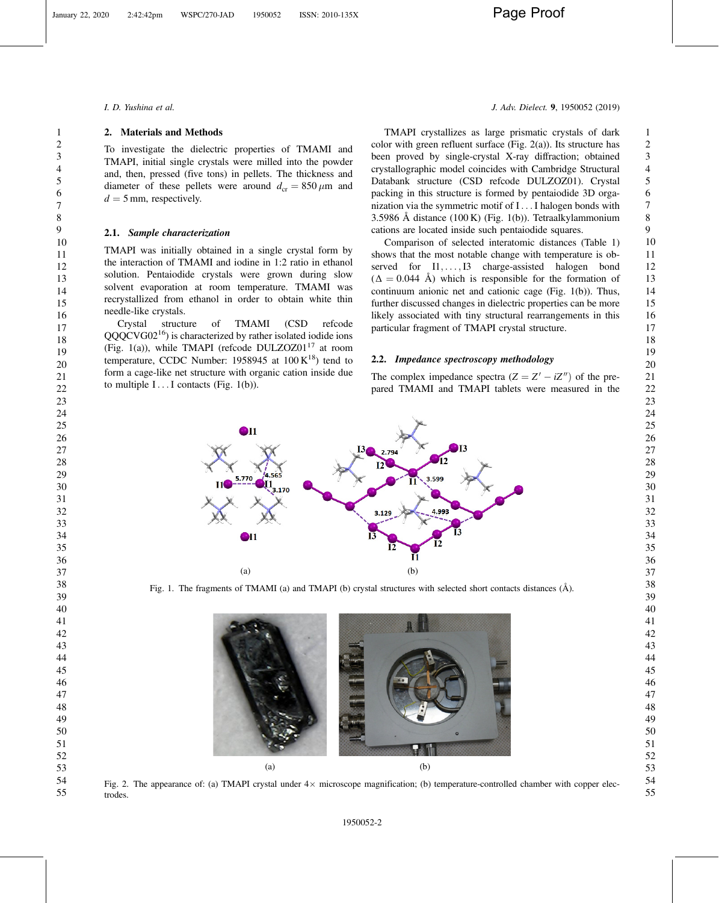## 2. Materials and Methods

To investigate the dielectric properties of TMAMI and TMAPI, initial single crystals were milled into the powder and, then, pressed (five tons) in pellets. The thickness and diameter of these pellets were around $d_{cr} = 850\,\mu$m and $d = 5$ mm, respectively.

### 2.1. *Sample characterization*

TMAPI was initially obtained in a single crystal form by the interaction of TMAMI and iodine in 1:2 ratio in ethanol solution. Pentaiodide crystals were grown during slow solvent evaporation at room temperature. TMAMI was recrystallized from ethanol in order to obtain white thin needle-like crystals.

Crystal structure of TMAMI (CSD refcode QQQCVG02[16]) is characterized by rather isolated iodide ions (Fig. 1(a)), while TMAPI (refcode DULZOZ01[17] at room temperature, CCDC Number: 1958945 at 100 K[18]) tend to form a cage-like net structure with organic cation inside due to multiple I...I contacts (Fig. 1(b)).

TMAPI crystallizes as large prismatic crystals of dark color with green refluent surface (Fig. 2(a)). Its structure has been proved by single-crystal X-ray diffraction; obtained crystallographic model coincides with Cambridge Structural Databank structure (CSD refcode DULZOZ01). Crystal packing in this structure is formed by pentaiodide 3D organization via the symmetric motif of I...I halogen bonds with 3.5986 Å distance (100 K) (Fig. 1(b)). Tetraalkylammonium cations are located inside such pentaiodide squares.

Comparison of selected interatomic distances (Table 1) shows that the most notable change with temperature is observed for I1,...,I3 charge-assisted halogen bond ($\Delta = 0.044$ Å) which is responsible for the formation of continuum anionic net and cationic cage (Fig. 1(b)). Thus, further discussed changes in dielectric properties can be more likely associated with tiny structural rearrangements in this particular fragment of TMAPI crystal structure.

### 2.2. *Impedance spectroscopy methodology*

The complex impedance spectra ($Z = Z' - iZ''$) of the prepared TMAMI and TMAPI tablets were measured in the

Fig. 1. The fragments of TMAMI (a) and TMAPI (b) crystal structures with selected short contacts distances (Å).

Fig. 2. The appearance of: (a) TMAPI crystal under 4× microscope magnification; (b) temperature-controlled chamber with copper electrodes.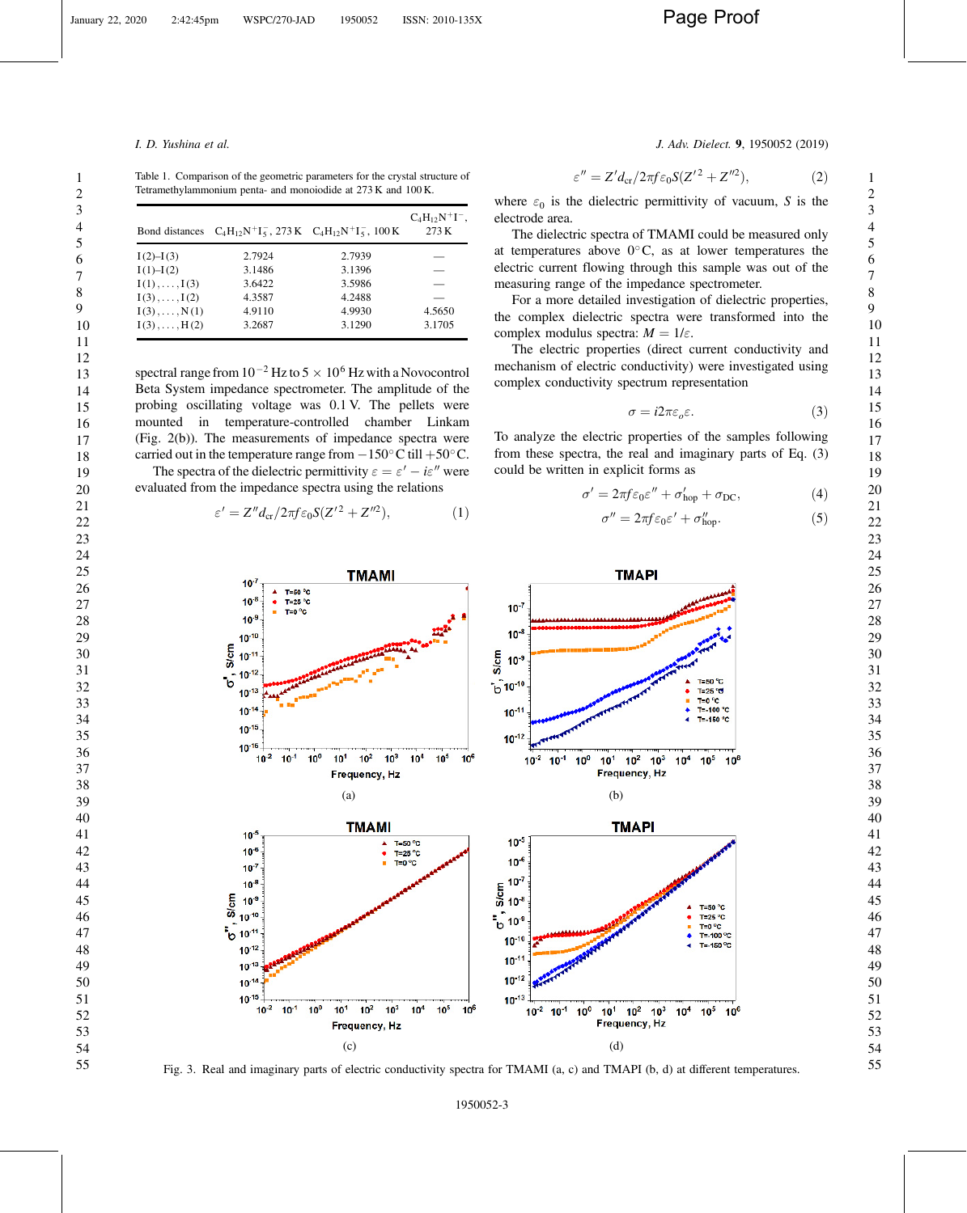Table 1. Comparison of the geometric parameters for the crystal structure of Tetramethylammonium penta- and monoiodide at 273 K and 100 K.

| Bond distances | $C_4H_{12}N^+I_5^-$, 273 K | $C_4H_{12}N^+I_5^-$, 100 K | $C_4H_{12}N^+I^-$, 273 K |
|---|---|---|---|
| I(2)–I(3) | 2.7924 | 2.7939 | — |
| I(1)–I(2) | 3.1486 | 3.1396 | — |
| I(1),...,I(3) | 3.6422 | 3.5986 | — |
| I(3),...,I(2) | 4.3587 | 4.2488 | — |
| I(3),...,N(1) | 4.9110 | 4.9930 | 4.5650 |
| I(3),...,H(2) | 3.2687 | 3.1290 | 3.1705 |

spectral range from $10^{-2}$ Hz to $5 \times 10^6$ Hz with a Novocontrol Beta System impedance spectrometer. The amplitude of the probing oscillating voltage was 0.1 V. The pellets were mounted in temperature-controlled chamber Linkam (Fig. 2(b)). The measurements of impedance spectra were carried out in the temperature range from $-150^\circ$C till $+50^\circ$C.

The spectra of the dielectric permittivity $\varepsilon = \varepsilon' - i\varepsilon''$ were evaluated from the impedance spectra using the relations

$$\varepsilon' = Z'' d_{cr} / 2\pi f \varepsilon_0 S(Z'^2 + Z''^2), \tag{1}$$

$$\varepsilon'' = Z' d_{cr} / 2\pi f \varepsilon_0 S(Z'^2 + Z''^2), \tag{2}$$

where $\varepsilon_0$ is the dielectric permittivity of vacuum, $S$ is the electrode area.

The dielectric spectra of TMAMI could be measured only at temperatures above $0^\circ$C, as at lower temperatures the electric current flowing through this sample was out of the measuring range of the impedance spectrometer.

For a more detailed investigation of dielectric properties, the complex dielectric spectra were transformed into the complex modulus spectra: $M = 1/\varepsilon$.

The electric properties (direct current conductivity and mechanism of electric conductivity) were investigated using complex conductivity spectrum representation

$$\sigma = i2\pi\varepsilon_o\varepsilon. \tag{3}$$

To analyze the electric properties of the samples following from these spectra, the real and imaginary parts of Eq. (3) could be written in explicit forms as

$$\sigma' = 2\pi f \varepsilon_0 \varepsilon'' + \sigma'_{\text{hop}} + \sigma_{\text{DC}}, \tag{4}$$

$$\sigma'' = 2\pi f \varepsilon_0 \varepsilon' + \sigma''_{\text{hop}}. \tag{5}$$

Fig. 3. Real and imaginary parts of electric conductivity spectra for TMAMI (a, c) and TMAPI (b, d) at different temperatures.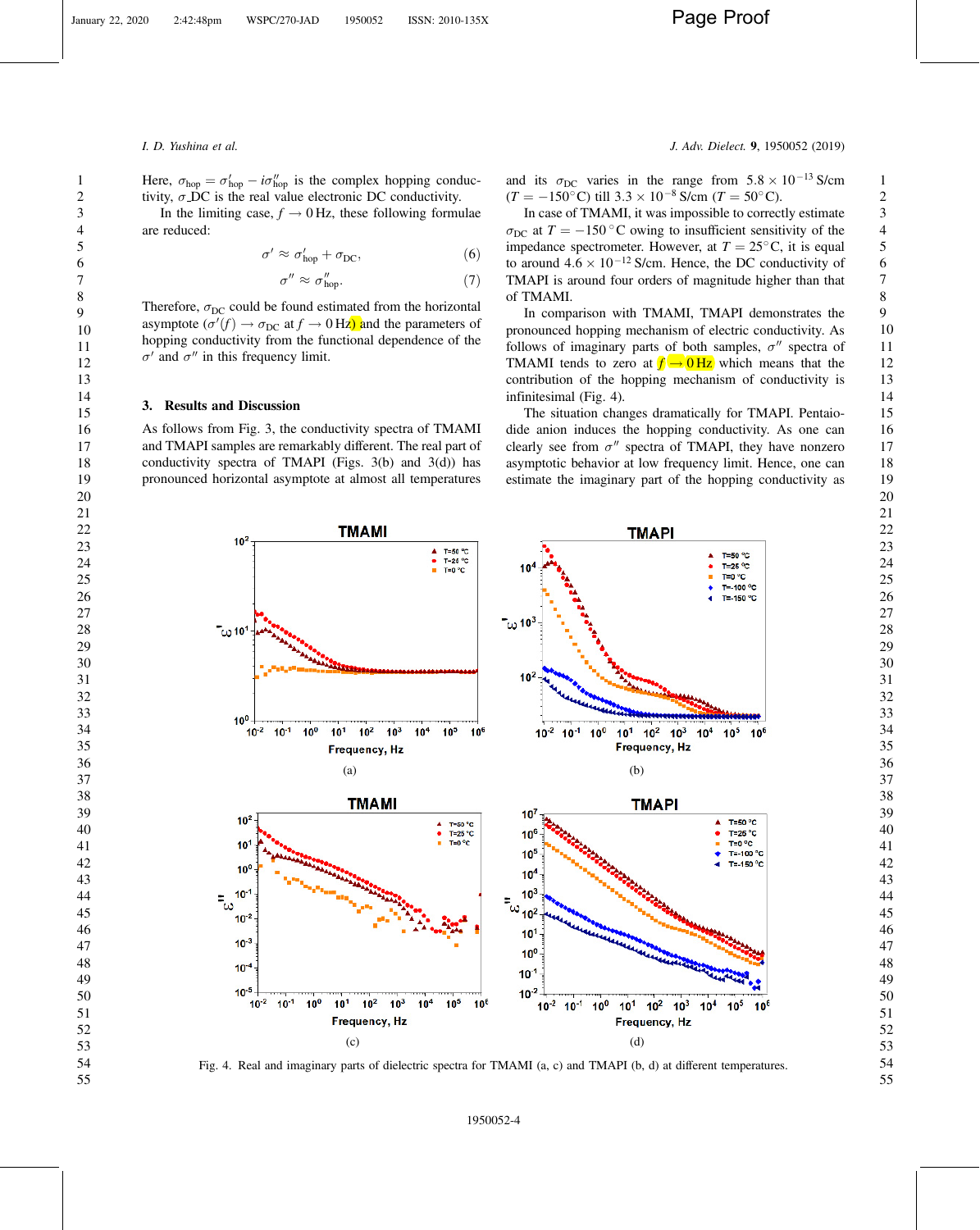Here, $\sigma_{hop} = \sigma'_{hop} - i\sigma''_{hop}$ is the complex hopping conductivity, $\sigma$_DC is the real value electronic DC conductivity.

In the limiting case, $f \to 0$ Hz, these following formulae are reduced:

$$\sigma' \approx \sigma'_{hop} + \sigma_{DC}, \tag{6}$$

$$\sigma'' \approx \sigma''_{hop}. \tag{7}$$

Therefore, $\sigma_{DC}$ could be found estimated from the horizontal asymptote ($\sigma'(f) \to \sigma_{DC}$ at $f \to 0$ Hz) and the parameters of hopping conductivity from the functional dependence of the $\sigma'$ and $\sigma''$ in this frequency limit.

## 3. Results and Discussion

As follows from Fig. 3, the conductivity spectra of TMAMI and TMAPI samples are remarkably different. The real part of conductivity spectra of TMAPI (Figs. 3(b) and 3(d)) has pronounced horizontal asymptote at almost all temperatures and its $\sigma_{DC}$ varies in the range from $5.8 \times 10^{-13}$ S/cm ($T = -150°$C) till $3.3 \times 10^{-8}$ S/cm ($T = 50°$C).

In case of TMAMI, it was impossible to correctly estimate $\sigma_{DC}$ at $T = -150\,°$C owing to insufficient sensitivity of the impedance spectrometer. However, at $T = 25°$C, it is equal to around $4.6 \times 10^{-12}$ S/cm. Hence, the DC conductivity of TMAPI is around four orders of magnitude higher than that of TMAMI.

In comparison with TMAMI, TMAPI demonstrates the pronounced hopping mechanism of electric conductivity. As follows of imaginary parts of both samples, $\sigma''$ spectra of TMAMI tends to zero at $f \to 0$ Hz which means that the contribution of the hopping mechanism of conductivity is infinitesimal (Fig. 4).

The situation changes dramatically for TMAPI. Pentaiodide anion induces the hopping conductivity. As one can clearly see from $\sigma''$ spectra of TMAPI, they have nonzero asymptotic behavior at low frequency limit. Hence, one can estimate the imaginary part of the hopping conductivity as

Fig. 4. Real and imaginary parts of dielectric spectra for TMAMI (a, c) and TMAPI (b, d) at different temperatures.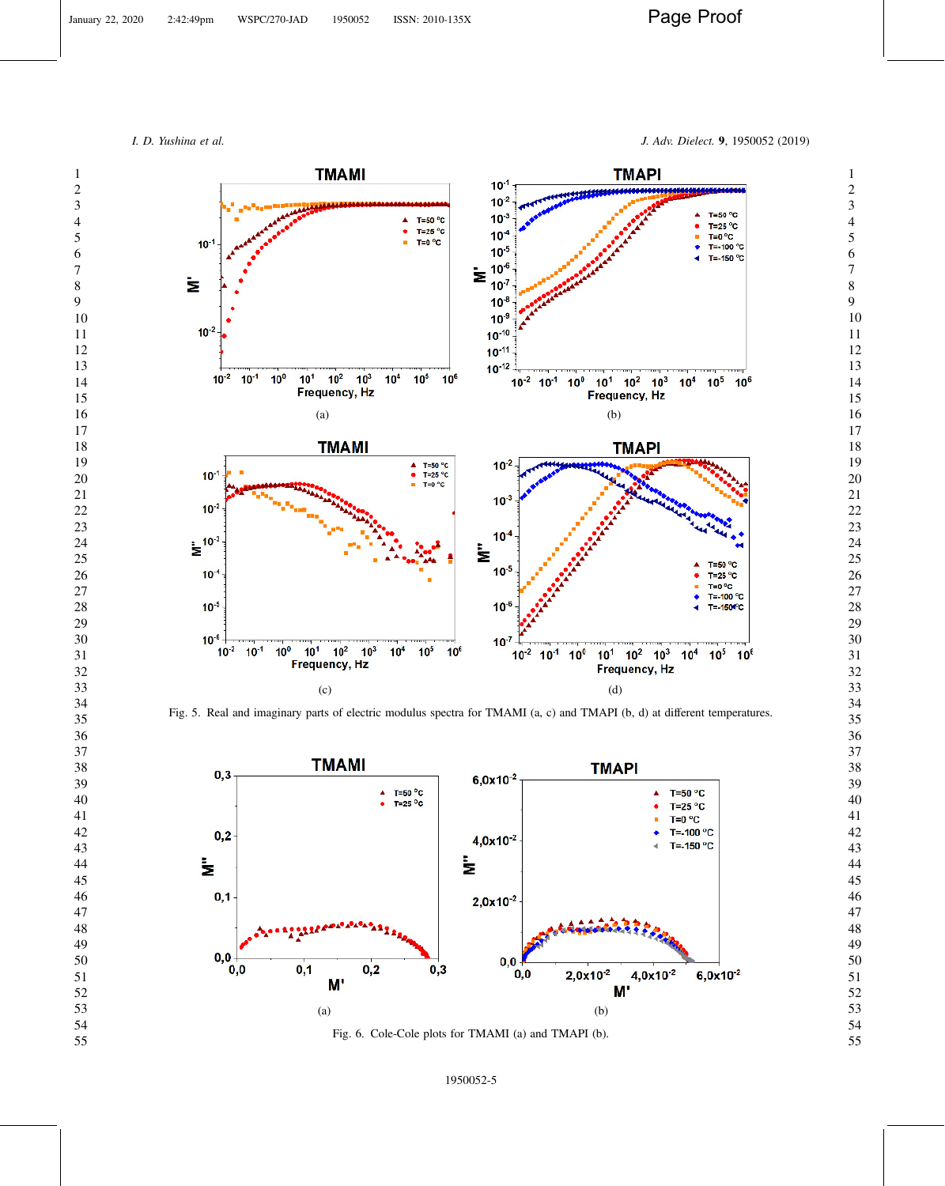Fig. 5. Real and imaginary parts of electric modulus spectra for TMAMI (a, c) and TMAPI (b, d) at different temperatures.

Fig. 6. Cole-Cole plots for TMAMI (a) and TMAPI (b).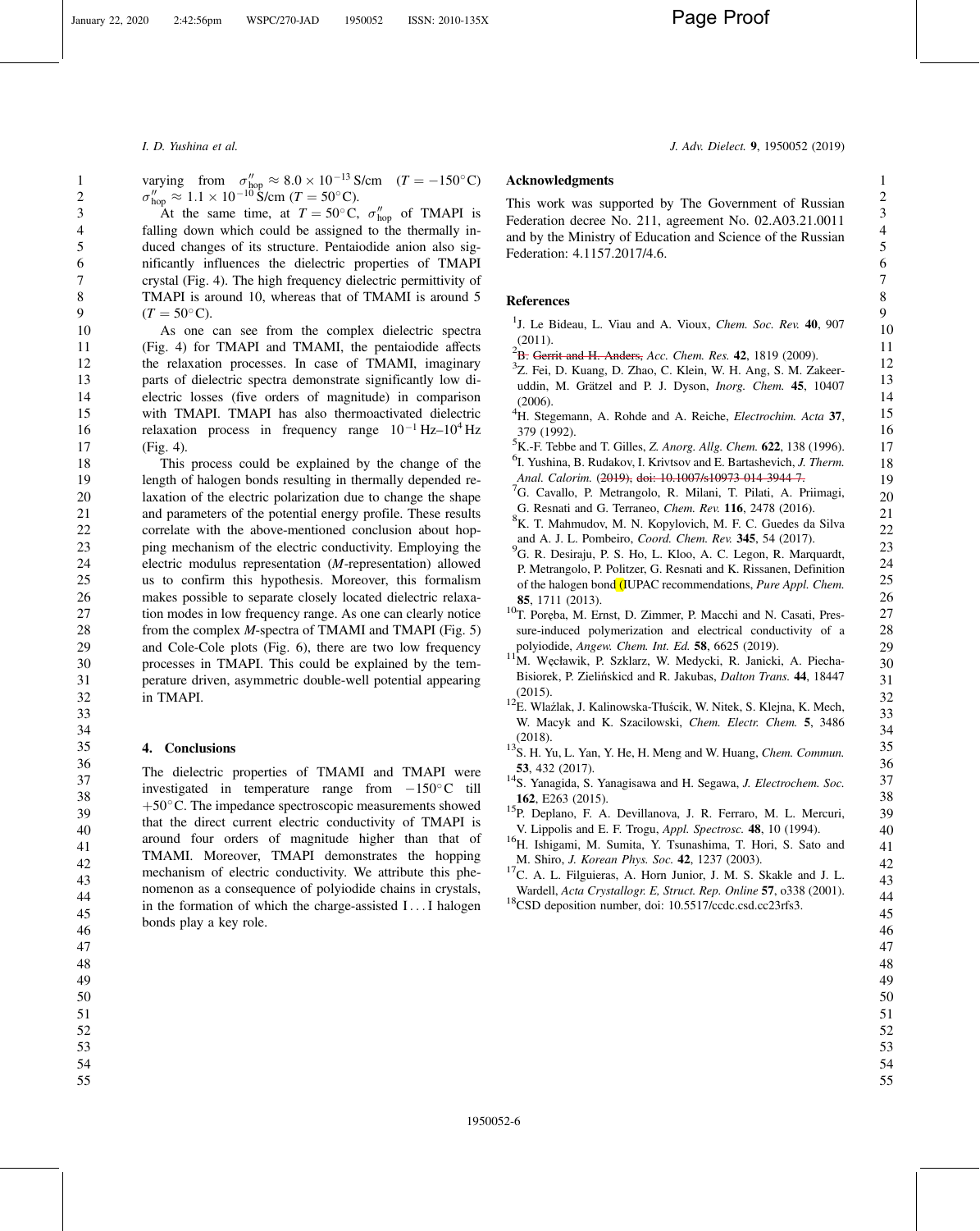varying from $\sigma''_{hop} \approx 8.0 \times 10^{-13}$ S/cm ($T = -150^{\circ}$C) $\sigma''_{hop} \approx 1.1 \times 10^{-10}$ S/cm ($T = 50^{\circ}$C).

At the same time, at $T = 50^{\circ}$C, $\sigma''_{hop}$ of TMAPI is falling down which could be assigned to the thermally induced changes of its structure. Pentaiodide anion also significantly influences the dielectric properties of TMAPI crystal (Fig. 4). The high frequency dielectric permittivity of TMAPI is around 10, whereas that of TMAMI is around 5 ($T = 50^{\circ}$C).

As one can see from the complex dielectric spectra (Fig. 4) for TMAPI and TMAMI, the pentaiodide affects the relaxation processes. In case of TMAMI, imaginary parts of dielectric spectra demonstrate significantly low dielectric losses (five orders of magnitude) in comparison with TMAPI. TMAPI has also thermoactivated dielectric relaxation process in frequency range $10^{-1}$ Hz–$10^{4}$ Hz (Fig. 4).

This process could be explained by the change of the length of halogen bonds resulting in thermally depended relaxation of the electric polarization due to change the shape and parameters of the potential energy profile. These results correlate with the above-mentioned conclusion about hopping mechanism of the electric conductivity. Employing the electric modulus representation (*M*-representation) allowed us to confirm this hypothesis. Moreover, this formalism makes possible to separate closely located dielectric relaxation modes in low frequency range. As one can clearly notice from the complex *M*-spectra of TMAMI and TMAPI (Fig. 5) and Cole-Cole plots (Fig. 6), there are two low frequency processes in TMAPI. This could be explained by the temperature driven, asymmetric double-well potential appearing in TMAPI.

## 4. Conclusions

The dielectric properties of TMAMI and TMAPI were investigated in temperature range from $-150^{\circ}$C till $+50^{\circ}$C. The impedance spectroscopic measurements showed that the direct current electric conductivity of TMAPI is around four orders of magnitude higher than that of TMAMI. Moreover, TMAPI demonstrates the hopping mechanism of electric conductivity. We attribute this phenomenon as a consequence of polyiodide chains in crystals, in the formation of which the charge-assisted I...I halogen bonds play a key role.

## Acknowledgments

This work was supported by The Government of Russian Federation decree No. 211, agreement No. 02.A03.21.0011 and by the Ministry of Education and Science of the Russian Federation: 4.1157.2017/4.6.

## References

[1] J. Le Bideau, L. Viau and A. Vioux, *Chem. Soc. Rev.* **40**, 907 (2011).

[2] ~~B. Gerrit and H. Anders,~~ *Acc. Chem. Res.* **42**, 1819 (2009).

[3] Z. Fei, D. Kuang, D. Zhao, C. Klein, W. H. Ang, S. M. Zakeeruddin, M. Grätzel and P. J. Dyson, *Inorg. Chem.* **45**, 10407 (2006).

[4] H. Stegemann, A. Rohde and A. Reiche, *Electrochim. Acta* **37**, 379 (1992).

[5] K.-F. Tebbe and T. Gilles, *Z. Anorg. Allg. Chem.* **622**, 138 (1996).

[6] I. Yushina, B. Rudakov, I. Krivtsov and E. Bartashevich, *J. Therm. Anal. Calorim.* ~~(2019), doi: 10.1007/s10973-014-3944-7.~~

[7] G. Cavallo, P. Metrangolo, R. Milani, T. Pilati, A. Priimagi, G. Resnati and G. Terraneo, *Chem. Rev.* **116**, 2478 (2016).

[8] K. T. Mahmudov, M. N. Kopylovich, M. F. C. Guedes da Silva and A. J. L. Pombeiro, *Coord. Chem. Rev.* **345**, 54 (2017).

[9] G. R. Desiraju, P. S. Ho, L. Kloo, A. C. Legon, R. Marquardt, P. Metrangolo, P. Politzer, G. Resnati and K. Rissanen, Definition of the halogen bond (IUPAC recommendations, *Pure Appl. Chem.* **85**, 1711 (2013).

[10] T. Poręba, M. Ernst, D. Zimmer, P. Macchi and N. Casati, Pressure-induced polymerization and electrical conductivity of a polyiodide, *Angew. Chem. Int. Ed.* **58**, 6625 (2019).

[11] M. Węcławik, P. Szklarz, W. Medycki, R. Janicki, A. Piecha-Bisiorek, P. Zieliński and R. Jakubas, *Dalton Trans.* **44**, 18447 (2015).

[12] E. Wlaźlak, J. Kalinowska-Tłuścik, W. Nitek, S. Klejna, K. Mech, W. Macyk and K. Szacilowski, *Chem. Electr. Chem.* **5**, 3486 (2018).

[13] S. H. Yu, L. Yan, Y. He, H. Meng and W. Huang, *Chem. Commun.* **53**, 432 (2017).

[14] S. Yanagida, S. Yanagisawa and H. Segawa, *J. Electrochem. Soc.* **162**, E263 (2015).

[15] P. Deplano, F. A. Devillanova, J. R. Ferraro, M. L. Mercuri, V. Lippolis and E. F. Trogu, *Appl. Spectrosc.* **48**, 10 (1994).

[16] H. Ishigami, M. Sumita, Y. Tsunashima, T. Hori, S. Sato and M. Shiro, *J. Korean Phys. Soc.* **42**, 1237 (2003).

[17] C. A. L. Filguieras, A. Horn Junior, J. M. S. Skakle and J. L. Wardell, *Acta Crystallogr. E, Struct. Rep. Online* **57**, o338 (2001).

[18] CSD deposition number, doi: 10.5517/ccdc.csd.cc23rfs3.